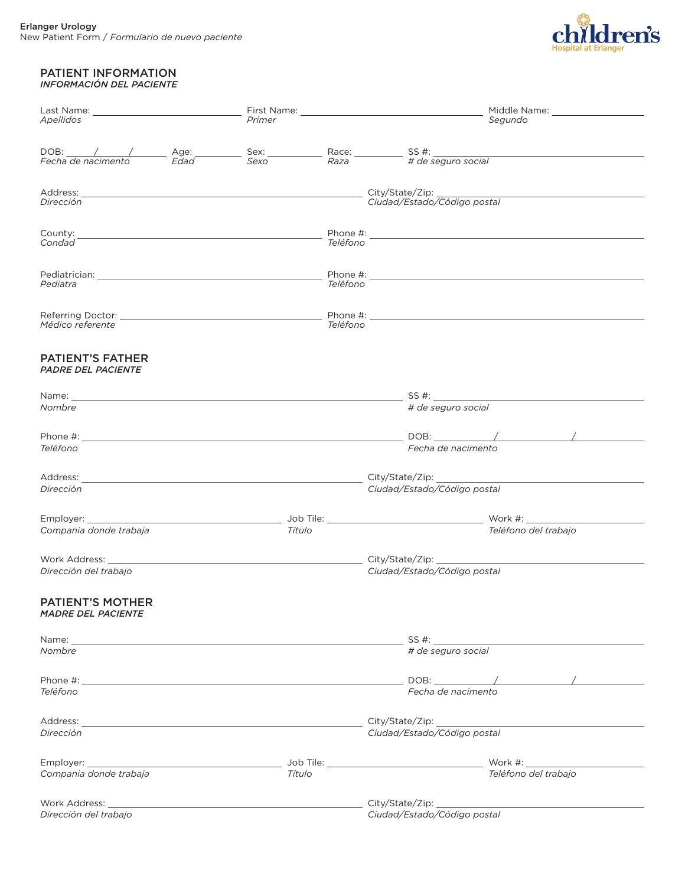Erlanger Urology
New Patient Form / *Formulario de nuevo paciente*

children's Hospital at Erlanger

## PATIENT INFORMATION
### *INFORMACIÓN DEL PACIENTE*

Last Name: ____________________ First Name: ____________________ Middle Name: ____________________
*Apellidos* *Primer* *Segundo*

DOB: ____/____/____ Age: ________ Sex: ________ Race: ________ SS #: ____________________
*Fecha de nacimento* *Edad* *Sexo* *Raza* *# de seguro social*

Address: ____________________ City/State/Zip: ____________________
*Dirección* *Ciudad/Estado/Código postal*

County: ____________________ Phone #: ____________________
*Condad* *Teléfono*

Pediatrician: ____________________ Phone #: ____________________
*Pediatra* *Teléfono*

Referring Doctor: ____________________ Phone #: ____________________
*Médico referente* *Teléfono*

## PATIENT'S FATHER
### *PADRE DEL PACIENTE*

Name: ____________________ SS #: ____________________
*Nombre* *# de seguro social*

Phone #: ____________________ DOB: ____/____/____
*Teléfono* *Fecha de nacimento*

Address: ____________________ City/State/Zip: ____________________
*Dirección* *Ciudad/Estado/Código postal*

Employer: ____________________ Job Tile: ____________________ Work #: ____________________
*Compania donde trabaja* *Título* *Teléfono del trabajo*

Work Address: ____________________ City/State/Zip: ____________________
*Dirección del trabajo* *Ciudad/Estado/Código postal*

## PATIENT'S MOTHER
### *MADRE DEL PACIENTE*

Name: ____________________ SS #: ____________________
*Nombre* *# de seguro social*

Phone #: ____________________ DOB: ____/____/____
*Teléfono* *Fecha de nacimento*

Address: ____________________ City/State/Zip: ____________________
*Dirección* *Ciudad/Estado/Código postal*

Employer: ____________________ Job Tile: ____________________ Work #: ____________________
*Compania donde trabaja* *Título* *Teléfono del trabajo*

Work Address: ____________________ City/State/Zip: ____________________
*Dirección del trabajo* *Ciudad/Estado/Código postal*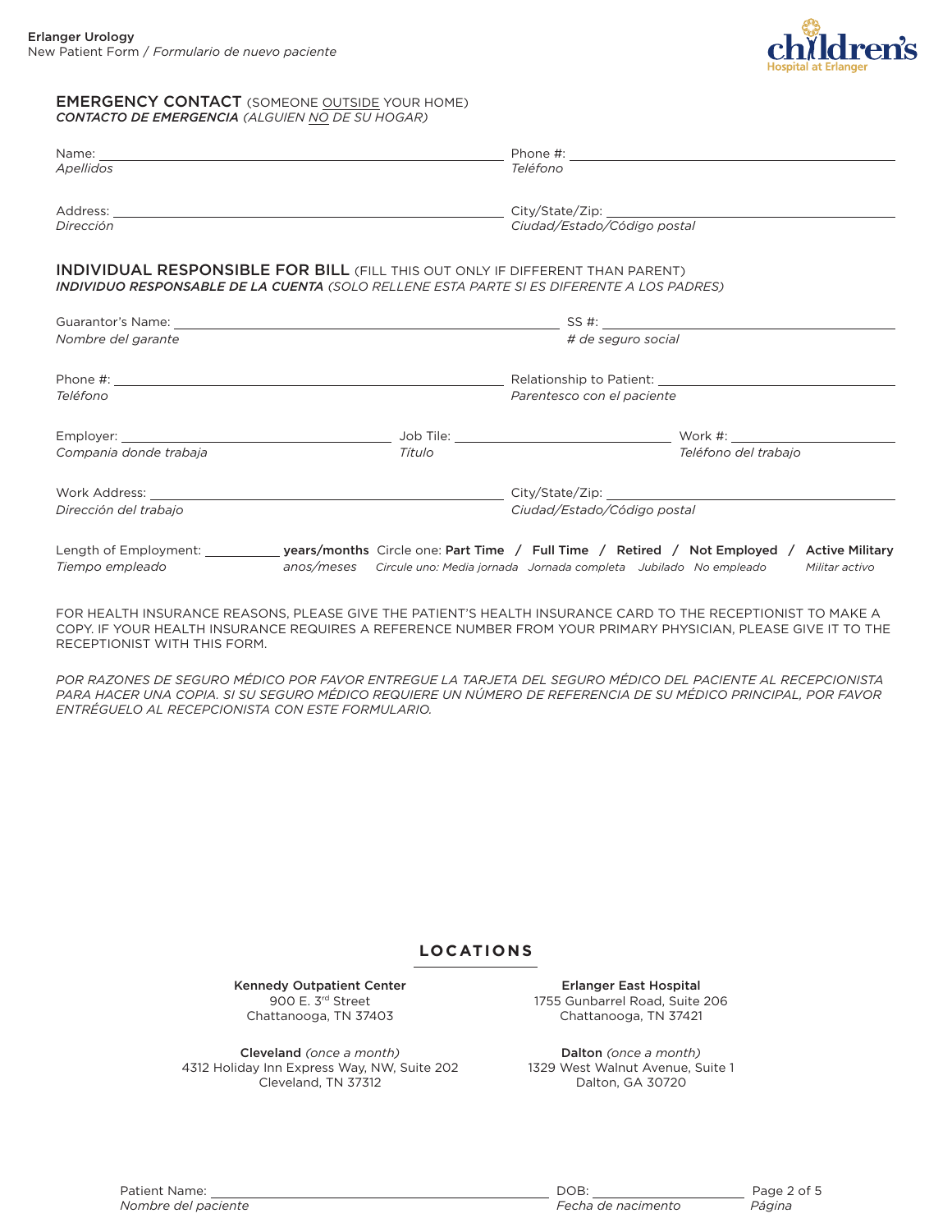## EMERGENCY CONTACT (SOMEONE OUTSIDE YOUR HOME)
***CONTACTO DE EMERGENCIA** (ALGUIEN NO DE SU HOGAR)*

Name: ______________________________ Phone #: ______________________________
*Apellidos* *Teléfono*

Address: ______________________________ City/State/Zip: ______________________________
*Dirección* *Ciudad/Estado/Código postal*

## INDIVIDUAL RESPONSIBLE FOR BILL (FILL THIS OUT ONLY IF DIFFERENT THAN PARENT)
***INDIVIDUO RESPONSABLE DE LA CUENTA** (SOLO RELLENE ESTA PARTE SI ES DIFERENTE A LOS PADRES)*

Guarantor's Name: ______________________________ SS #: ______________________________
*Nombre del garante* *# de seguro social*

Phone #: ______________________________ Relationship to Patient: ______________________________
*Teléfono* *Parentesco con el paciente*

Employer: ____________________ Job Tile: ____________________ Work #: ____________________
*Compania donde trabaja* *Título* *Teléfono del trabajo*

Work Address: ______________________________ City/State/Zip: ______________________________
*Dirección del trabajo* *Ciudad/Estado/Código postal*

Length of Employment: __________ **years/months** Circle one: **Part Time** / **Full Time** / **Retired** / **Not Employed** / **Active Military**
*Tiempo empleado* *anos/meses* *Circule uno: Media jornada Jornada completa Jubilado No empleado Militar activo*

FOR HEALTH INSURANCE REASONS, PLEASE GIVE THE PATIENT'S HEALTH INSURANCE CARD TO THE RECEPTIONIST TO MAKE A COPY. IF YOUR HEALTH INSURANCE REQUIRES A REFERENCE NUMBER FROM YOUR PRIMARY PHYSICIAN, PLEASE GIVE IT TO THE RECEPTIONIST WITH THIS FORM.

*POR RAZONES DE SEGURO MÉDICO POR FAVOR ENTREGUE LA TARJETA DEL SEGURO MÉDICO DEL PACIENTE AL RECEPCIONISTA PARA HACER UNA COPIA. SI SU SEGURO MÉDICO REQUIERE UN NÚMERO DE REFERENCIA DE SU MÉDICO PRINCIPAL, POR FAVOR ENTRÉGUELO AL RECEPCIONISTA CON ESTE FORMULARIO.*

## LOCATIONS

**Kennedy Outpatient Center**
900 E. 3rd Street
Chattanooga, TN 37403

**Erlanger East Hospital**
1755 Gunbarrel Road, Suite 206
Chattanooga, TN 37421

**Cleveland** *(once a month)*
4312 Holiday Inn Express Way, NW, Suite 202
Cleveland, TN 37312

**Dalton** *(once a month)*
1329 West Walnut Avenue, Suite 1
Dalton, GA 30720

Patient Name: ______________________________ DOB: ____________________
*Nombre del paciente* *Fecha de nacimento*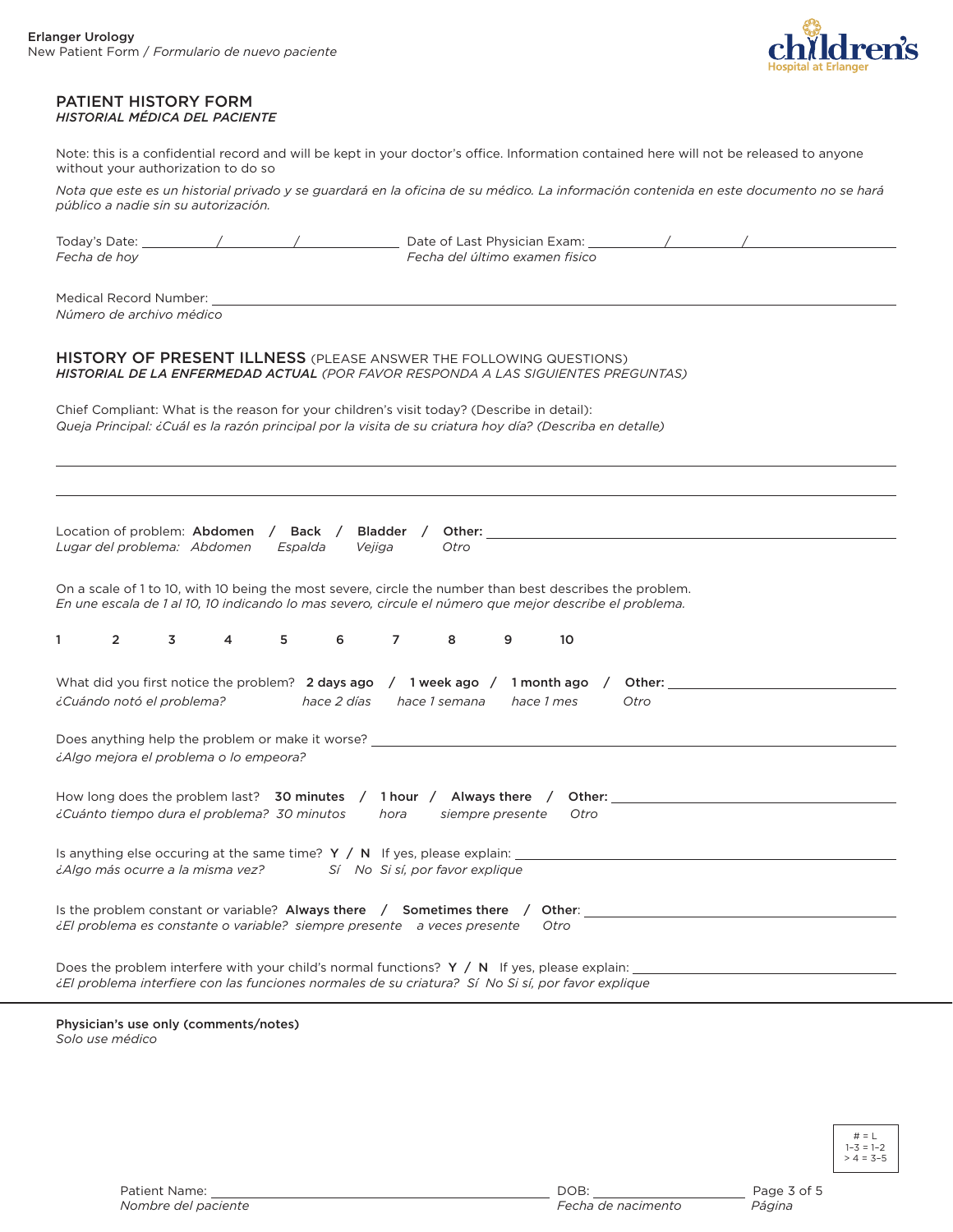Erlanger Urology
New Patient Form / *Formulario de nuevo paciente*

## PATIENT HISTORY FORM
### *HISTORIAL MÉDICA DEL PACIENTE*

Note: this is a confidential record and will be kept in your doctor's office. Information contained here will not be released to anyone without your authorization to do so

*Nota que este es un historial privado y se guardará en la oficina de su médico. La información contenida en este documento no se hará público a nadie sin su autorización.*

Today's Date: ________ / ________ / ________ Date of Last Physician Exam: ________ / ________ / ________
*Fecha de hoy* *Fecha del último examen fisico*

Medical Record Number: ______________________________________________
*Número de archivo médico*

## HISTORY OF PRESENT ILLNESS (PLEASE ANSWER THE FOLLOWING QUESTIONS)
### *HISTORIAL DE LA ENFERMEDAD ACTUAL (POR FAVOR RESPONDA A LAS SIGUIENTES PREGUNTAS)*

Chief Compliant: What is the reason for your children's visit today? (Describe in detail):
*Queja Principal: ¿Cuál es la razón principal por la visita de su criatura hoy día? (Describa en detalle)*

______________________________________________

______________________________________________

Location of problem: **Abdomen / Back / Bladder / Other:** ______________________
*Lugar del problema: Abdomen Espalda Vejiga Otro*

On a scale of 1 to 10, with 10 being the most severe, circle the number than best describes the problem.
*En une escala de 1 al 10, 10 indicando lo mas severo, circule el número que mejor describe el problema.*

1 2 3 4 5 6 7 8 9 10

What did you first notice the problem? **2 days ago / 1 week ago / 1 month ago / Other:** ______________________
*¿Cuándo notó el problema? hace 2 días hace 1 semana hace 1 mes Otro*

Does anything help the problem or make it worse? ______________________
*¿Algo mejora el problema o lo empeora?*

How long does the problem last? **30 minutes / 1 hour / Always there / Other:** ______________________
*¿Cuánto tiempo dura el problema? 30 minutos hora siempre presente Otro*

Is anything else occuring at the same time? **Y / N** If yes, please explain: ______________________
*¿Algo más ocurre a la misma vez? Sí No Si sí, por favor explique*

Is the problem constant or variable? **Always there / Sometimes there / Other**: ______________________
*¿El problema es constante o variable? siempre presente a veces presente Otro*

Does the problem interfere with your child's normal functions? **Y / N** If yes, please explain: ______________________
*¿El problema interfiere con las funciones normales de su criatura? Sí No Si sí, por favor explique*

---

**Physician's use only (comments/notes)**
*Solo use médico*

# = L
1–3 = 1–2
> 4 = 3–5

Patient Name: ______________________ DOB: ______________________
*Nombre del paciente* *Fecha de nacimento*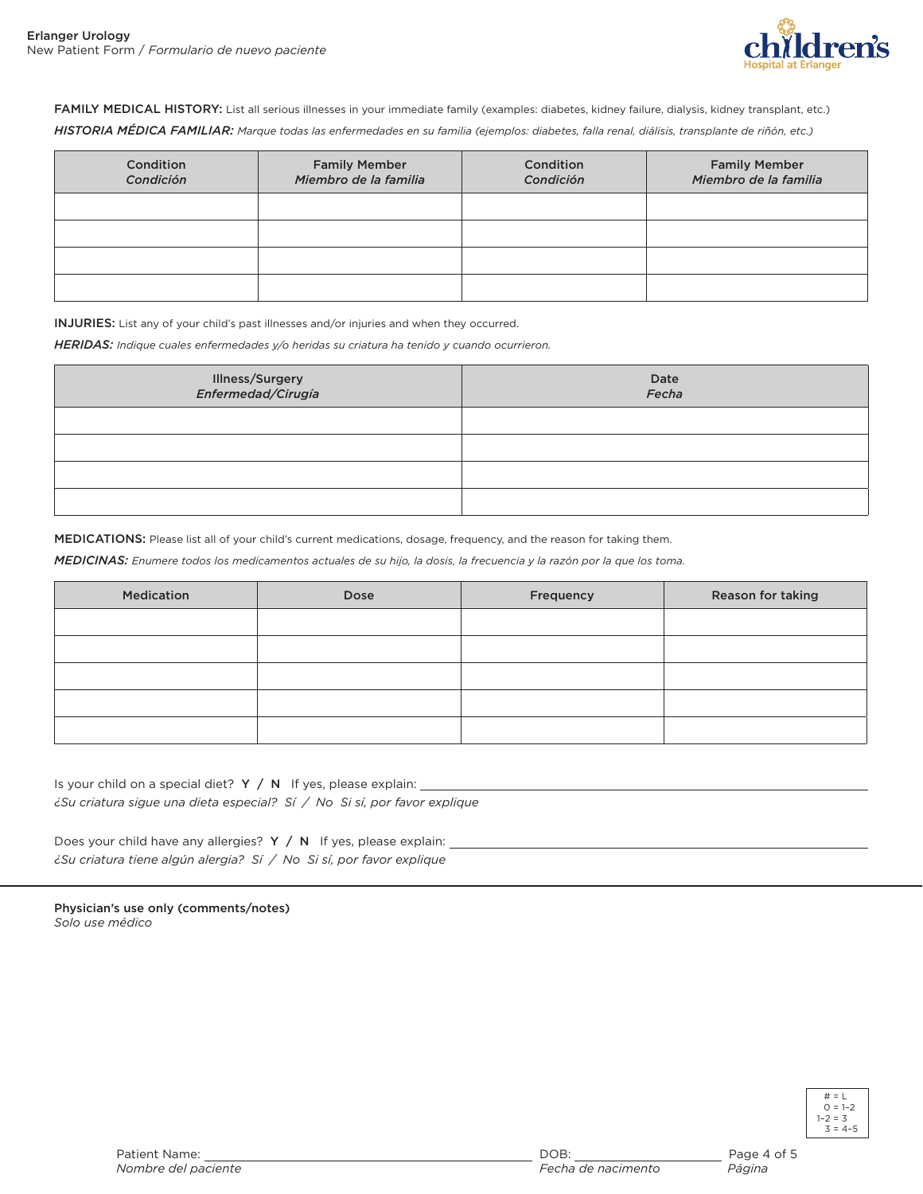**FAMILY MEDICAL HISTORY:** List all serious illnesses in your immediate family (examples: diabetes, kidney failure, dialysis, kidney transplant, etc.)

***HISTORIA MÉDICA FAMILIAR:*** *Marque todas las enfermedades en su familia (ejemplos: diabetes, falla renal, diálisis, transplante de riñón, etc.)*

| Condition *Condición* | Family Member *Miembro de la familia* | Condition *Condición* | Family Member *Miembro de la familia* |
|---|---|---|---|
| | | | |
| | | | |
| | | | |
| | | | |

**INJURIES:** List any of your child's past illnesses and/or injuries and when they occurred.

***HERIDAS:*** *Indique cuales enfermedades y/o heridas su criatura ha tenido y cuando ocurrieron.*

| Illness/Surgery *Enfermedad/Cirugía* | Date *Fecha* |
|---|---|
| | |
| | |
| | |
| | |

**MEDICATIONS:** Please list all of your child's current medications, dosage, frequency, and the reason for taking them.

***MEDICINAS:*** *Enumere todos los medicamentos actuales de su hijo, la dosis, la frecuencia y la razón por la que los toma.*

| Medication | Dose | Frequency | Reason for taking |
|---|---|---|---|
| | | | |
| | | | |
| | | | |
| | | | |
| | | | |

Is your child on a special diet? **Y / N** If yes, please explain: ______________________________
*¿Su criatura sigue una dieta especial? Sí / No Si sí, por favor explique*

Does your child have any allergies? **Y / N** If yes, please explain: ______________________________
*¿Su criatura tiene algún alergia? Sí / No Si sí, por favor explique*

---

**Physician's use only (comments/notes)**
*Solo use médico*

# = L
0 = 1–2
1–2 = 3
3 = 4–5

Patient Name: ______________________________ DOB: ____________________
*Nombre del paciente* *Fecha de nacimento*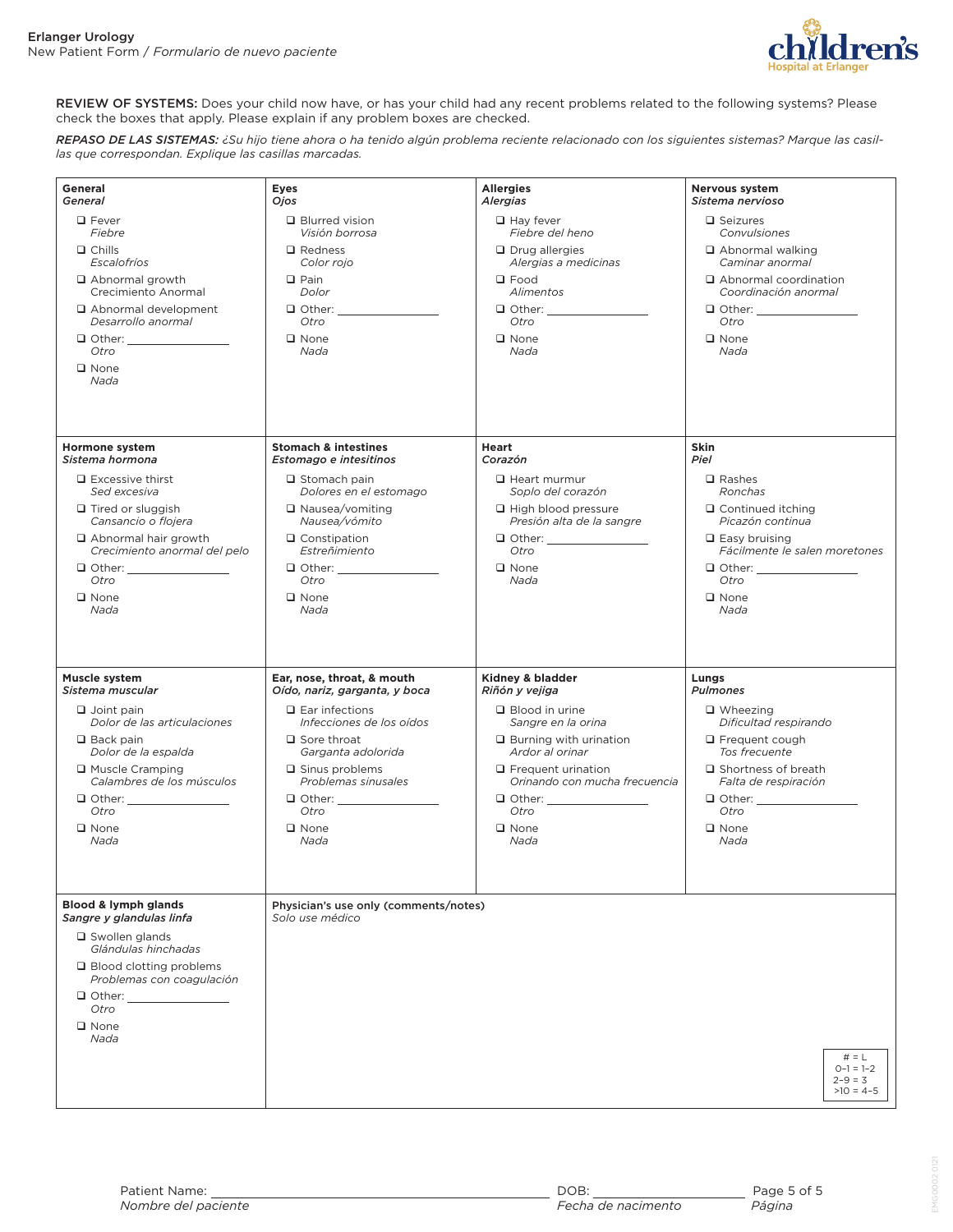Erlanger Urology
New Patient Form / *Formulario de nuevo paciente*

**REVIEW OF SYSTEMS:** Does your child now have, or has your child had any recent problems related to the following systems? Please check the boxes that apply. Please explain if any problem boxes are checked.

***REPASO DE LAS SISTEMAS:*** *¿Su hijo tiene ahora o ha tenido algún problema reciente relacionado con los siguientes sistemas? Marque las casillas que correspondan. Explique las casillas marcadas.*

**General** / ***General***
- ❑ Fever / *Fiebre*
- ❑ Chills / *Escalofríos*
- ❑ Abnormal growth / Crecimiento Anormal
- ❑ Abnormal development / *Desarrollo anormal*
- ❑ Other: ____________ / *Otro*
- ❑ None / *Nada*

**Eyes** / ***Ojos***
- ❑ Blurred vision / *Visión borrosa*
- ❑ Redness / *Color rojo*
- ❑ Pain / *Dolor*
- ❑ Other: ____________ / *Otro*
- ❑ None / *Nada*

**Allergies** / ***Alergias***
- ❑ Hay fever / *Fiebre del heno*
- ❑ Drug allergies / *Alergias a medicinas*
- ❑ Food / *Alimentos*
- ❑ Other: ____________ / *Otro*
- ❑ None / *Nada*

**Nervous system** / ***Sistema nervioso***
- ❑ Seizures / *Convulsiones*
- ❑ Abnormal walking / *Caminar anormal*
- ❑ Abnormal coordination / *Coordinación anormal*
- ❑ Other: ____________ / *Otro*
- ❑ None / *Nada*

**Hormone system** / ***Sistema hormona***
- ❑ Excessive thirst / *Sed excesiva*
- ❑ Tired or sluggish / *Cansancio o flojera*
- ❑ Abnormal hair growth / *Crecimiento anormal del pelo*
- ❑ Other: ____________ / *Otro*
- ❑ None / *Nada*

**Stomach & intestines** / ***Estomago e intesitinos***
- ❑ Stomach pain / *Dolores en el estomago*
- ❑ Nausea/vomiting / *Nausea/vómito*
- ❑ Constipation / *Estreñimiento*
- ❑ Other: ____________ / *Otro*
- ❑ None / *Nada*

**Heart** / ***Corazón***
- ❑ Heart murmur / *Soplo del corazón*
- ❑ High blood pressure / *Presión alta de la sangre*
- ❑ Other: ____________ / *Otro*
- ❑ None / *Nada*

**Skin** / ***Piel***
- ❑ Rashes / *Ronchas*
- ❑ Continued itching / *Picazón continua*
- ❑ Easy bruising / *Fácilmente le salen moretones*
- ❑ Other: ____________ / *Otro*
- ❑ None / *Nada*

**Muscle system** / ***Sistema muscular***
- ❑ Joint pain / *Dolor de las articulaciones*
- ❑ Back pain / *Dolor de la espalda*
- ❑ Muscle Cramping / *Calambres de los músculos*
- ❑ Other: ____________ / *Otro*
- ❑ None / *Nada*

**Ear, nose, throat, & mouth** / ***Oído, nariz, garganta, y boca***
- ❑ Ear infections / *Infecciones de los oídos*
- ❑ Sore throat / *Garganta adolorida*
- ❑ Sinus problems / *Problemas sinusales*
- ❑ Other: ____________ / *Otro*
- ❑ None / *Nada*

**Kidney & bladder** / ***Riñón y vejiga***
- ❑ Blood in urine / *Sangre en la orina*
- ❑ Burning with urination / *Ardor al orinar*
- ❑ Frequent urination / *Orinando con mucha frecuencia*
- ❑ Other: ____________ / *Otro*
- ❑ None / *Nada*

**Lungs** / ***Pulmones***
- ❑ Wheezing / *Dificultad respirando*
- ❑ Frequent cough / *Tos frecuente*
- ❑ Shortness of breath / *Falta de respiración*
- ❑ Other: ____________ / *Otro*
- ❑ None / *Nada*

**Blood & lymph glands** / ***Sangre y glandulas linfa***
- ❑ Swollen glands / *Glándulas hinchadas*
- ❑ Blood clotting problems / *Problemas con coagulación*
- ❑ Other: ____________ / *Otro*
- ❑ None / *Nada*

**Physician's use only (comments/notes)**
*Solo use médico*

| # = L |
|---|
| 0–1 = 1–2 |
| 2–9 = 3 |
| >10 = 4–5 |

Patient Name: ______________________________ / *Nombre del paciente*
DOB: ____________________ / *Fecha de nacimento*